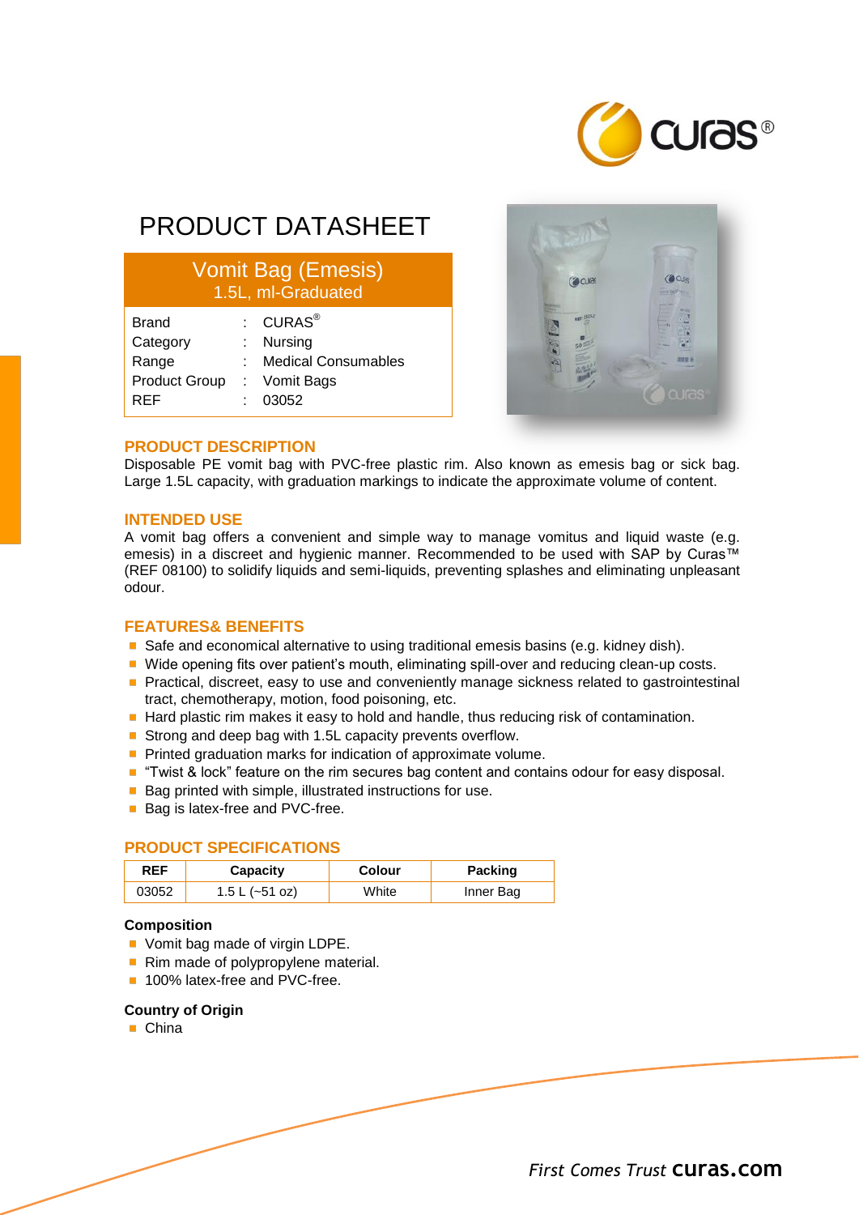# PRODUCT DATASHEET

## Vomit Bag (Emesis)
1.5L, ml-Graduated

| | | |
|---|---|---|
| Brand | : | CURAS® |
| Category | : | Nursing |
| Range | : | Medical Consumables |
| Product Group | : | Vomit Bags |
| REF | : | 03052 |

## PRODUCT DESCRIPTION

Disposable PE vomit bag with PVC-free plastic rim. Also known as emesis bag or sick bag. Large 1.5L capacity, with graduation markings to indicate the approximate volume of content.

## INTENDED USE

A vomit bag offers a convenient and simple way to manage vomitus and liquid waste (e.g. emesis) in a discreet and hygienic manner. Recommended to be used with SAP by Curas™ (REF 08100) to solidify liquids and semi-liquids, preventing splashes and eliminating unpleasant odour.

## FEATURES& BENEFITS

- Safe and economical alternative to using traditional emesis basins (e.g. kidney dish).
- Wide opening fits over patient's mouth, eliminating spill-over and reducing clean-up costs.
- Practical, discreet, easy to use and conveniently manage sickness related to gastrointestinal tract, chemotherapy, motion, food poisoning, etc.
- Hard plastic rim makes it easy to hold and handle, thus reducing risk of contamination.
- Strong and deep bag with 1.5L capacity prevents overflow.
- Printed graduation marks for indication of approximate volume.
- "Twist & lock" feature on the rim secures bag content and contains odour for easy disposal.
- Bag printed with simple, illustrated instructions for use.
- Bag is latex-free and PVC-free.

## PRODUCT SPECIFICATIONS

| REF | Capacity | Colour | Packing |
|---|---|---|---|
| 03052 | 1.5 L (~51 oz) | White | Inner Bag |

**Composition**

- Vomit bag made of virgin LDPE.
- Rim made of polypropylene material.
- 100% latex-free and PVC-free.

**Country of Origin**

- China

*First Comes Trust* **curas.com**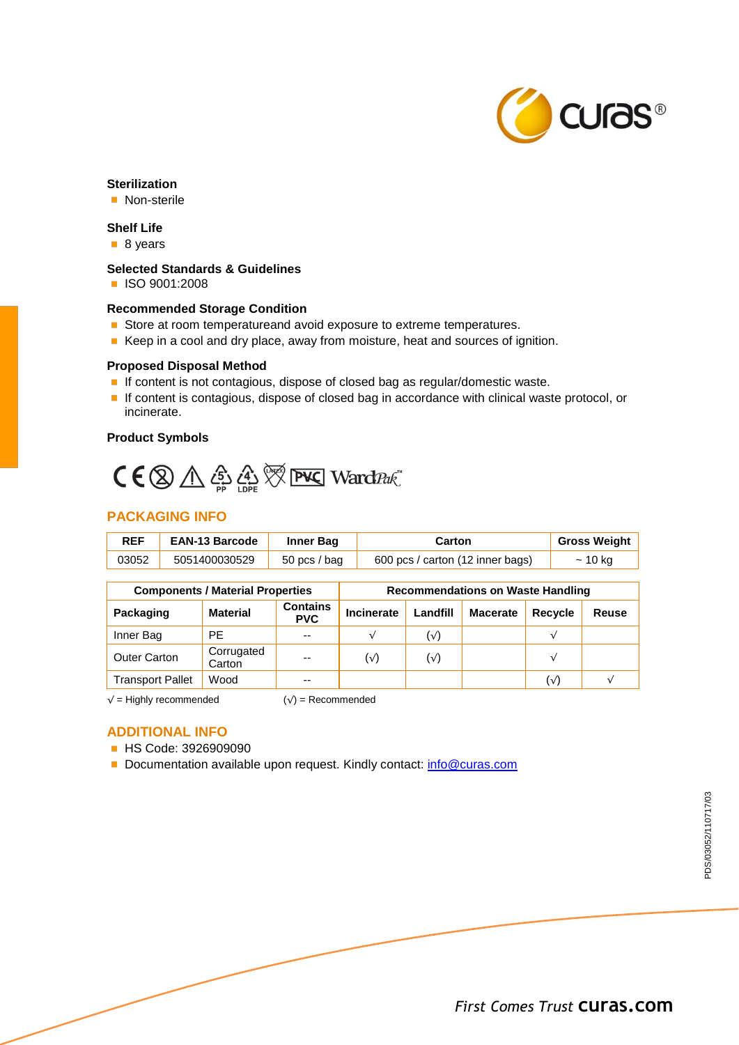**Sterilization**
- Non-sterile

**Shelf Life**
- 8 years

**Selected Standards & Guidelines**
- ISO 9001:2008

**Recommended Storage Condition**
- Store at room temperatureand avoid exposure to extreme temperatures.
- Keep in a cool and dry place, away from moisture, heat and sources of ignition.

**Proposed Disposal Method**
- If content is not contagious, dispose of closed bag as regular/domestic waste.
- If content is contagious, dispose of closed bag in accordance with clinical waste protocol, or incinerate.

**Product Symbols**

CE PP LDPE LATEX PVC WardPak™

## PACKAGING INFO

| REF | EAN-13 Barcode | Inner Bag | Carton | Gross Weight |
|---|---|---|---|---|
| 03052 | 5051400030529 | 50 pcs / bag | 600 pcs / carton (12 inner bags) | ~ 10 kg |

| Components / Material Properties | | | Recommendations on Waste Handling | | | | |
|---|---|---|---|---|---|---|---|
| Packaging | Material | Contains PVC | Incinerate | Landfill | Macerate | Recycle | Reuse |
| Inner Bag | PE | -- | √ | (√) | | √ | |
| Outer Carton | Corrugated Carton | -- | (√) | (√) | | √ | |
| Transport Pallet | Wood | -- | | | | (√) | √ |

√ = Highly recommended (√) = Recommended

## ADDITIONAL INFO

- HS Code: 3926909090
- Documentation available upon request. Kindly contact: info@curas.com

PDS/03052/110717/03

First Comes Trust curas.com